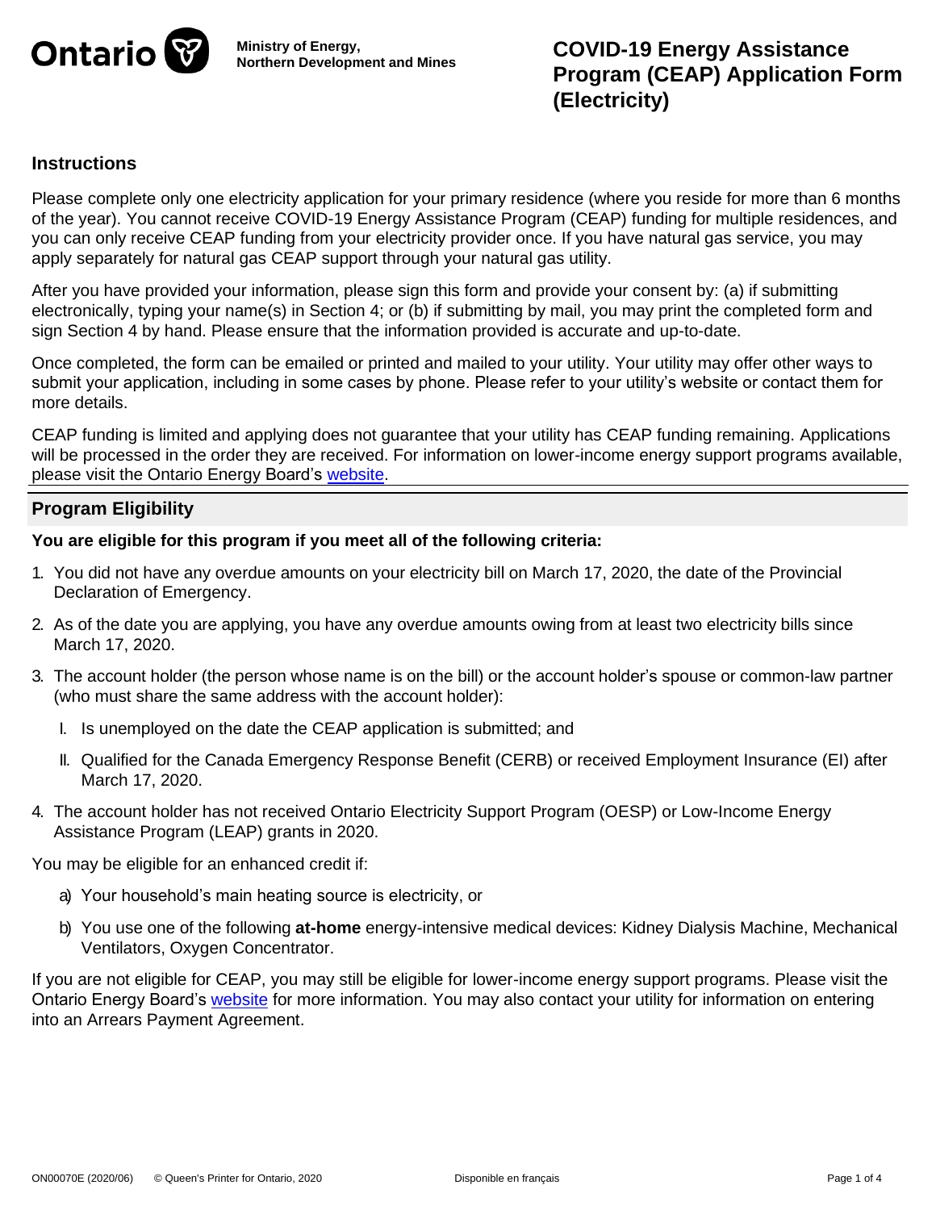Ontario

Ministry of Energy,
Northern Development and Mines

# COVID-19 Energy Assistance Program (CEAP) Application Form (Electricity)

## Instructions

Please complete only one electricity application for your primary residence (where you reside for more than 6 months of the year). You cannot receive COVID-19 Energy Assistance Program (CEAP) funding for multiple residences, and you can only receive CEAP funding from your electricity provider once. If you have natural gas service, you may apply separately for natural gas CEAP support through your natural gas utility.

After you have provided your information, please sign this form and provide your consent by: (a) if submitting electronically, typing your name(s) in Section 4; or (b) if submitting by mail, you may print the completed form and sign Section 4 by hand. Please ensure that the information provided is accurate and up-to-date.

Once completed, the form can be emailed or printed and mailed to your utility. Your utility may offer other ways to submit your application, including in some cases by phone. Please refer to your utility's website or contact them for more details.

CEAP funding is limited and applying does not guarantee that your utility has CEAP funding remaining. Applications will be processed in the order they are received. For information on lower-income energy support programs available, please visit the Ontario Energy Board's website.

## Program Eligibility

**You are eligible for this program if you meet all of the following criteria:**

1. You did not have any overdue amounts on your electricity bill on March 17, 2020, the date of the Provincial Declaration of Emergency.
2. As of the date you are applying, you have any overdue amounts owing from at least two electricity bills since March 17, 2020.
3. The account holder (the person whose name is on the bill) or the account holder's spouse or common-law partner (who must share the same address with the account holder):
   I. Is unemployed on the date the CEAP application is submitted; and
   II. Qualified for the Canada Emergency Response Benefit (CERB) or received Employment Insurance (EI) after March 17, 2020.
4. The account holder has not received Ontario Electricity Support Program (OESP) or Low-Income Energy Assistance Program (LEAP) grants in 2020.

You may be eligible for an enhanced credit if:

a) Your household's main heating source is electricity, or

b) You use one of the following **at-home** energy-intensive medical devices: Kidney Dialysis Machine, Mechanical Ventilators, Oxygen Concentrator.

If you are not eligible for CEAP, you may still be eligible for lower-income energy support programs. Please visit the Ontario Energy Board's website for more information. You may also contact your utility for information on entering into an Arrears Payment Agreement.

ON00070E (2020/06) © Queen's Printer for Ontario, 2020 Disponible en français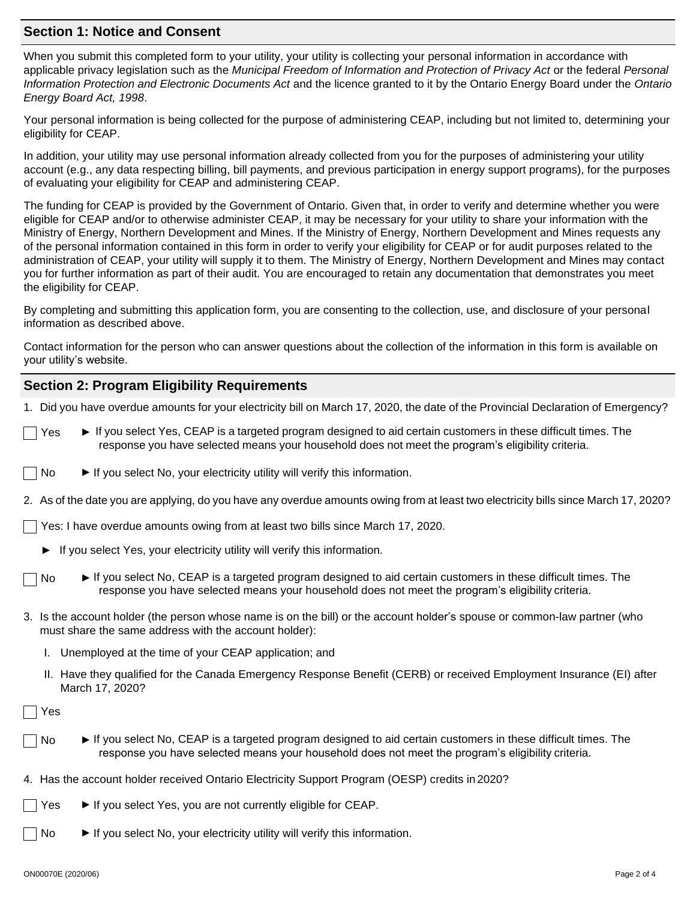## Section 1: Notice and Consent

When you submit this completed form to your utility, your utility is collecting your personal information in accordance with applicable privacy legislation such as the *Municipal Freedom of Information and Protection of Privacy Act* or the federal *Personal Information Protection and Electronic Documents Act* and the licence granted to it by the Ontario Energy Board under the *Ontario Energy Board Act, 1998*.

Your personal information is being collected for the purpose of administering CEAP, including but not limited to, determining your eligibility for CEAP.

In addition, your utility may use personal information already collected from you for the purposes of administering your utility account (e.g., any data respecting billing, bill payments, and previous participation in energy support programs), for the purposes of evaluating your eligibility for CEAP and administering CEAP.

The funding for CEAP is provided by the Government of Ontario. Given that, in order to verify and determine whether you were eligible for CEAP and/or to otherwise administer CEAP, it may be necessary for your utility to share your information with the Ministry of Energy, Northern Development and Mines. If the Ministry of Energy, Northern Development and Mines requests any of the personal information contained in this form in order to verify your eligibility for CEAP or for audit purposes related to the administration of CEAP, your utility will supply it to them. The Ministry of Energy, Northern Development and Mines may contact you for further information as part of their audit. You are encouraged to retain any documentation that demonstrates you meet the eligibility for CEAP.

By completing and submitting this application form, you are consenting to the collection, use, and disclosure of your personal information as described above.

Contact information for the person who can answer questions about the collection of the information in this form is available on your utility's website.

## Section 2: Program Eligibility Requirements

1. Did you have overdue amounts for your electricity bill on March 17, 2020, the date of the Provincial Declaration of Emergency?

☐ Yes ► If you select Yes, CEAP is a targeted program designed to aid certain customers in these difficult times. The response you have selected means your household does not meet the program's eligibility criteria.

☐ No ► If you select No, your electricity utility will verify this information.

2. As of the date you are applying, do you have any overdue amounts owing from at least two electricity bills since March 17, 2020?

☐ Yes: I have overdue amounts owing from at least two bills since March 17, 2020.

► If you select Yes, your electricity utility will verify this information.

☐ No ► If you select No, CEAP is a targeted program designed to aid certain customers in these difficult times. The response you have selected means your household does not meet the program's eligibility criteria.

3. Is the account holder (the person whose name is on the bill) or the account holder's spouse or common-law partner (who must share the same address with the account holder):

   I. Unemployed at the time of your CEAP application; and

   II. Have they qualified for the Canada Emergency Response Benefit (CERB) or received Employment Insurance (EI) after March 17, 2020?

☐ Yes

☐ No ► If you select No, CEAP is a targeted program designed to aid certain customers in these difficult times. The response you have selected means your household does not meet the program's eligibility criteria.

4. Has the account holder received Ontario Electricity Support Program (OESP) credits in 2020?

☐ Yes ► If you select Yes, you are not currently eligible for CEAP.

☐ No ► If you select No, your electricity utility will verify this information.

ON00070E (2020/06)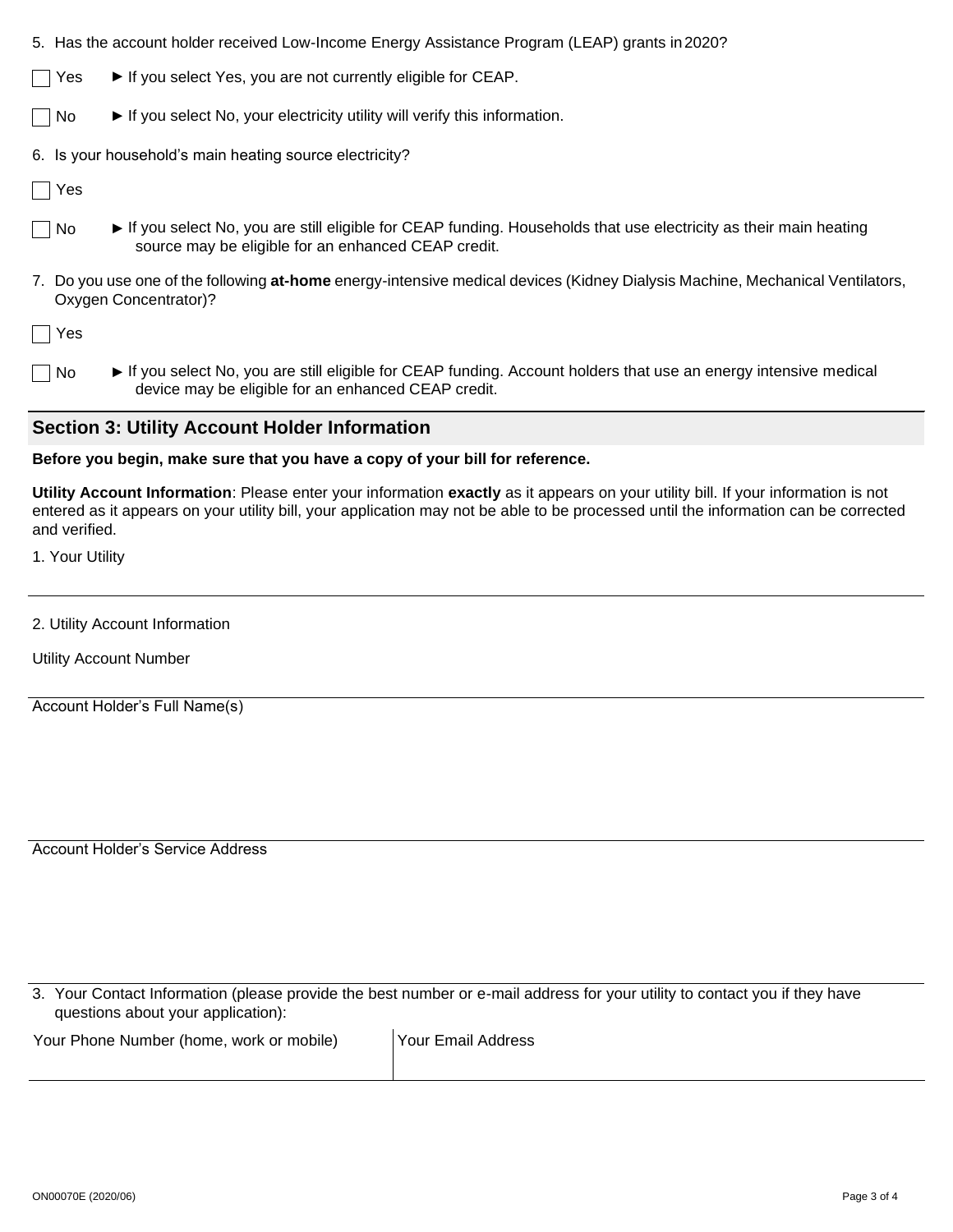5. Has the account holder received Low-Income Energy Assistance Program (LEAP) grants in 2020?

- [ ] Yes ► If you select Yes, you are not currently eligible for CEAP.
- [ ] No ► If you select No, your electricity utility will verify this information.

6. Is your household's main heating source electricity?

- [ ] Yes
- [ ] No ► If you select No, you are still eligible for CEAP funding. Households that use electricity as their main heating source may be eligible for an enhanced CEAP credit.

7. Do you use one of the following **at-home** energy-intensive medical devices (Kidney Dialysis Machine, Mechanical Ventilators, Oxygen Concentrator)?

- [ ] Yes
- [ ] No ► If you select No, you are still eligible for CEAP funding. Account holders that use an energy intensive medical device may be eligible for an enhanced CEAP credit.

## Section 3: Utility Account Holder Information

**Before you begin, make sure that you have a copy of your bill for reference.**

**Utility Account Information**: Please enter your information **exactly** as it appears on your utility bill. If your information is not entered as it appears on your utility bill, your application may not be able to be processed until the information can be corrected and verified.

1. Your Utility

2. Utility Account Information

Utility Account Number

Account Holder's Full Name(s)

Account Holder's Service Address

3. Your Contact Information (please provide the best number or e-mail address for your utility to contact you if they have questions about your application):

| Your Phone Number (home, work or mobile) | Your Email Address |
| --- | --- |
| | |

ON00070E (2020/06)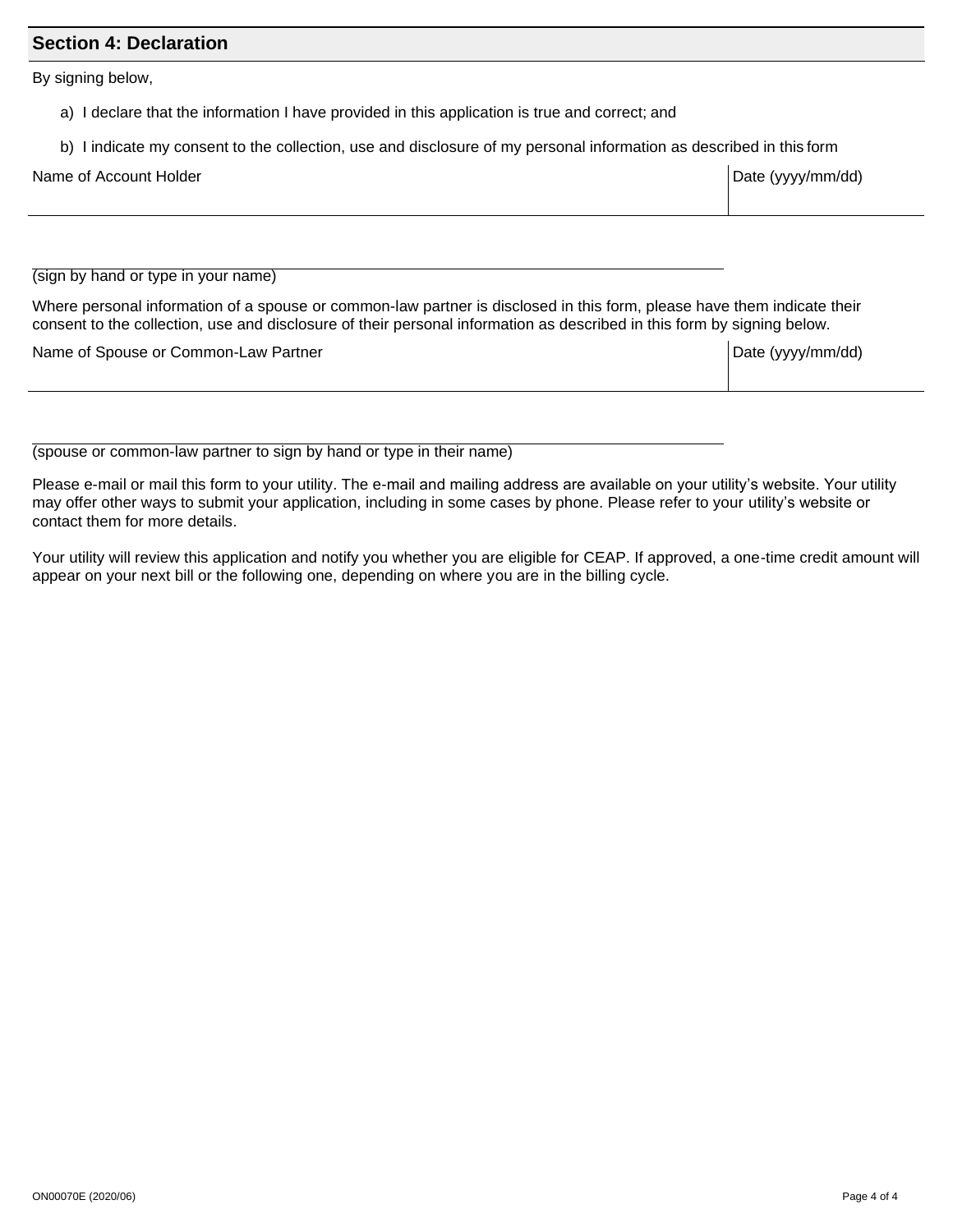## Section 4: Declaration

By signing below,

a) I declare that the information I have provided in this application is true and correct; and

b) I indicate my consent to the collection, use and disclosure of my personal information as described in this form

| Name of Account Holder | Date (yyyy/mm/dd) |
|---|---|
| | |

(sign by hand or type in your name)

Where personal information of a spouse or common-law partner is disclosed in this form, please have them indicate their consent to the collection, use and disclosure of their personal information as described in this form by signing below.

| Name of Spouse or Common-Law Partner | Date (yyyy/mm/dd) |
|---|---|
| | |

(spouse or common-law partner to sign by hand or type in their name)

Please e-mail or mail this form to your utility. The e-mail and mailing address are available on your utility's website. Your utility may offer other ways to submit your application, including in some cases by phone. Please refer to your utility's website or contact them for more details.

Your utility will review this application and notify you whether you are eligible for CEAP. If approved, a one-time credit amount will appear on your next bill or the following one, depending on where you are in the billing cycle.

ON00070E (2020/06)